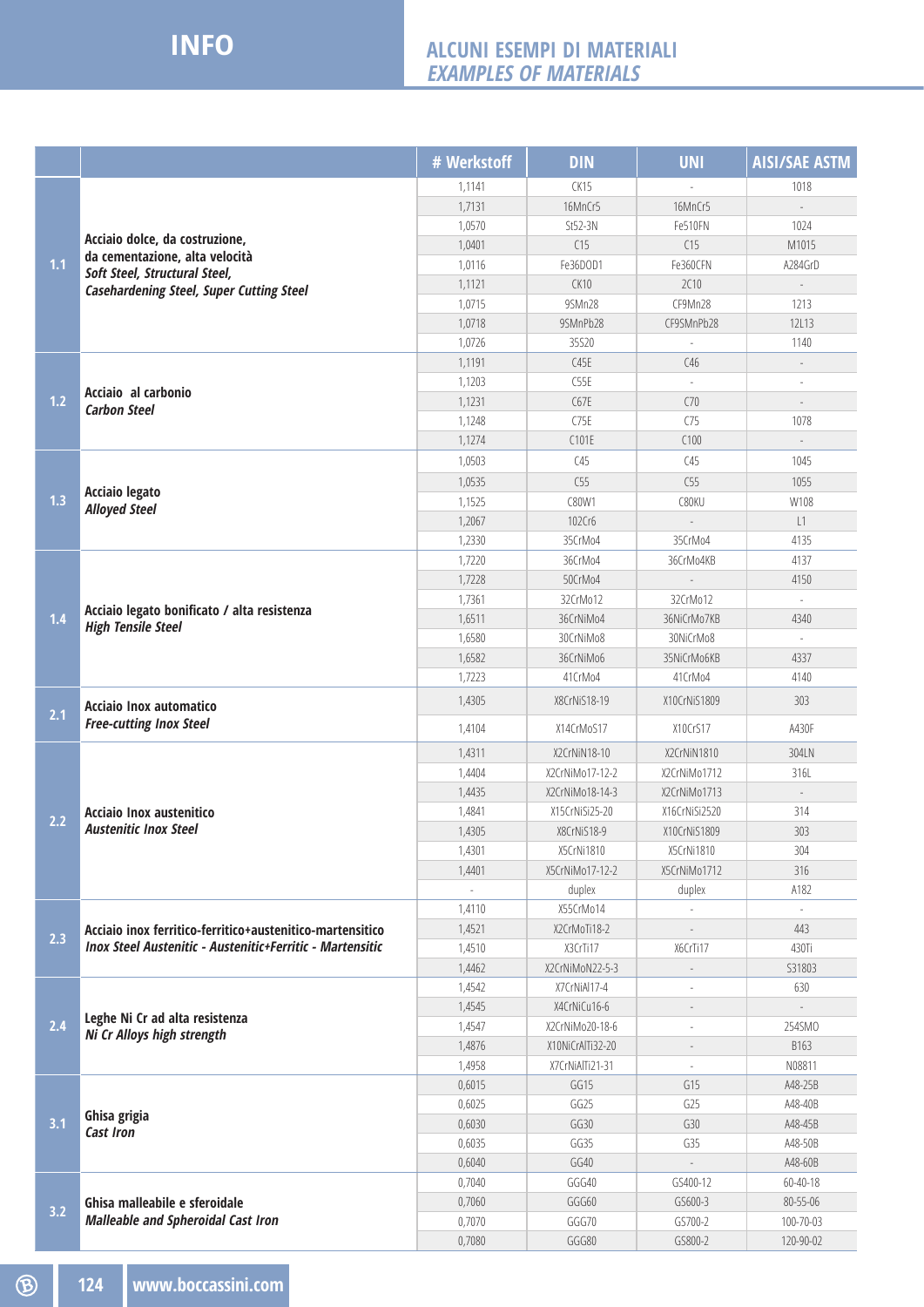# INFO

## ALCUNI ESEMPI DI MATERIALI
## *EXAMPLES OF MATERIALS*

| | | # Werkstoff | DIN | UNI | AISI/SAE ASTM |
|---|---|---|---|---|---|
| 1.1 | **Acciaio dolce, da costruzione, da cementazione, alta velocità** ***Soft Steel, Structural Steel, Casehardening Steel, Super Cutting Steel*** | 1,1141 | CK15 | - | 1018 |
| | | 1,7131 | 16MnCr5 | 16MnCr5 | - |
| | | 1,0570 | St52-3N | Fe510FN | 1024 |
| | | 1,0401 | C15 | C15 | M1015 |
| | | 1,0116 | Fe36DOD1 | Fe360CFN | A284GrD |
| | | 1,1121 | CK10 | 2C10 | - |
| | | 1,0715 | 9SMn28 | CF9Mn28 | 1213 |
| | | 1,0718 | 9SMnPb28 | CF9SMnPb28 | 12L13 |
| | | 1,0726 | 35S20 | - | 1140 |
| 1.2 | **Acciaio al carbonio** ***Carbon Steel*** | 1,1191 | C45E | C46 | - |
| | | 1,1203 | C55E | - | - |
| | | 1,1231 | C67E | C70 | - |
| | | 1,1248 | C75E | C75 | 1078 |
| | | 1,1274 | C101E | C100 | - |
| 1.3 | **Acciaio legato** ***Alloyed Steel*** | 1,0503 | C45 | C45 | 1045 |
| | | 1,0535 | C55 | C55 | 1055 |
| | | 1,1525 | C80W1 | C80KU | W108 |
| | | 1,2067 | 102Cr6 | - | L1 |
| | | 1,2330 | 35CrMo4 | 35CrMo4 | 4135 |
| 1.4 | **Acciaio legato bonificato / alta resistenza** ***High Tensile Steel*** | 1,7220 | 36CrMo4 | 36CrMo4KB | 4137 |
| | | 1,7228 | 50CrMo4 | - | 4150 |
| | | 1,7361 | 32CrMo12 | 32CrMo12 | - |
| | | 1,6511 | 36CrNiMo4 | 36NiCrMo7KB | 4340 |
| | | 1,6580 | 30CrNiMo8 | 30NiCrMo8 | - |
| | | 1,6582 | 36CrNiMo6 | 35NiCrMo6KB | 4337 |
| | | 1,7223 | 41CrMo4 | 41CrMo4 | 4140 |
| 2.1 | **Acciaio Inox automatico** ***Free-cutting Inox Steel*** | 1,4305 | X8CrNiS18-19 | X10CrNiS1809 | 303 |
| | | 1,4104 | X14CrMoS17 | X10CrS17 | A430F |
| 2.2 | **Acciaio Inox austenitico** ***Austenitic Inox Steel*** | 1,4311 | X2CrNiN18-10 | X2CrNiN1810 | 304LN |
| | | 1,4404 | X2CrNiMo17-12-2 | X2CrNiMo1712 | 316L |
| | | 1,4435 | X2CrNiMo18-14-3 | X2CrNiMo1713 | - |
| | | 1,4841 | X15CrNiSi25-20 | X16CrNiSi2520 | 314 |
| | | 1,4305 | X8CrNiS18-9 | X10CrNiS1809 | 303 |
| | | 1,4301 | X5CrNi1810 | X5CrNi1810 | 304 |
| | | 1,4401 | X5CrNiMo17-12-2 | X5CrNiMo1712 | 316 |
| | | - | duplex | duplex | A182 |
| 2.3 | **Acciaio inox ferritico-ferritico+austenitico-martensitico** ***Inox Steel Austenitic - Austenitic+Ferritic - Martensitic*** | 1,4110 | X55CrMo14 | - | - |
| | | 1,4521 | X2CrMoTi18-2 | - | 443 |
| | | 1,4510 | X3CrTi17 | X6CrTi17 | 430Ti |
| | | 1,4462 | X2CrNiMoN22-5-3 | - | S31803 |
| 2.4 | **Leghe Ni Cr ad alta resistenza** ***Ni Cr Alloys high strength*** | 1,4542 | X7CrNiAl17-4 | - | 630 |
| | | 1,4545 | X4CrNiCu16-6 | - | - |
| | | 1,4547 | X2CrNiMo20-18-6 | - | 254SMO |
| | | 1,4876 | X10NiCrAlTi32-20 | - | B163 |
| | | 1,4958 | X7CrNiAlTi21-31 | - | N08811 |
| 3.1 | **Ghisa grigia** ***Cast Iron*** | 0,6015 | GG15 | G15 | A48-25B |
| | | 0,6025 | GG25 | G25 | A48-40B |
| | | 0,6030 | GG30 | G30 | A48-45B |
| | | 0,6035 | GG35 | G35 | A48-50B |
| | | 0,6040 | GG40 | - | A48-60B |
| 3.2 | **Ghisa malleabile e sferoidale** ***Malleable and Spheroidal Cast Iron*** | 0,7040 | GGG40 | GS400-12 | 60-40-18 |
| | | 0,7060 | GGG60 | GS600-3 | 80-55-06 |
| | | 0,7070 | GGG70 | GS700-2 | 100-70-03 |
| | | 0,7080 | GGG80 | GS800-2 | 120-90-02 |

www.boccassini.com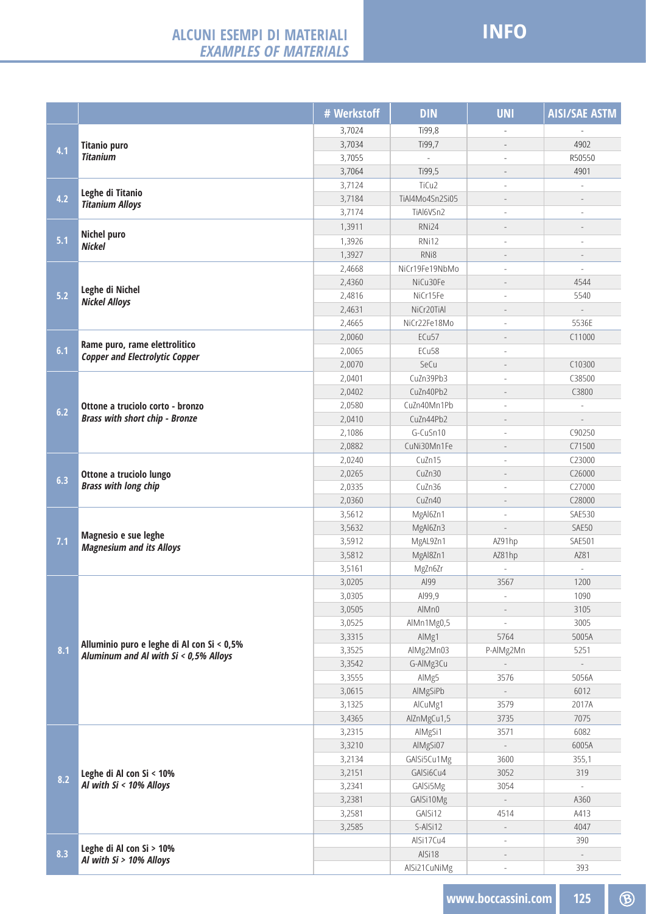## ALCUNI ESEMPI DI MATERIALI
## *EXAMPLES OF MATERIALS*

# INFO

| | | # Werkstoff | DIN | UNI | AISI/SAE ASTM |
|---|---|---|---|---|---|
| 4.1 | **Titanio puro** *Titanium* | 3,7024 | Ti99,8 | - | - |
| | | 3,7034 | Ti99,7 | - | 4902 |
| | | 3,7055 | - | - | R50550 |
| | | 3,7064 | Ti99,5 | - | 4901 |
| 4.2 | **Leghe di Titanio** *Titanium Alloys* | 3,7124 | TiCu2 | - | - |
| | | 3,7184 | TiAl4Mo4Sn2Si05 | - | - |
| | | 3,7174 | TiAl6VSn2 | - | - |
| 5.1 | **Nichel puro** *Nickel* | 1,3911 | RNi24 | - | - |
| | | 1,3926 | RNi12 | - | - |
| | | 1,3927 | RNi8 | - | - |
| 5.2 | **Leghe di Nichel** *Nickel Alloys* | 2,4668 | NiCr19Fe19NbMo | - | - |
| | | 2,4360 | NiCu30Fe | - | 4544 |
| | | 2,4816 | NiCr15Fe | - | 5540 |
| | | 2,4631 | NiCr20TiAl | - | - |
| | | 2,4665 | NiCr22Fe18Mo | - | 5536E |
| 6.1 | **Rame puro, rame elettrolitico** *Copper and Electrolytic Copper* | 2,0060 | ECu57 | - | C11000 |
| | | 2,0065 | ECu58 | - | |
| | | 2,0070 | SeCu | - | C10300 |
| 6.2 | **Ottone a truciolo corto - bronzo** *Brass with short chip - Bronze* | 2,0401 | CuZn39Pb3 | - | C38500 |
| | | 2,0402 | CuZn40Pb2 | - | C3800 |
| | | 2,0580 | CuZn40Mn1Pb | - | - |
| | | 2,0410 | CuZn44Pb2 | - | - |
| | | 2,1086 | G-CuSn10 | - | C90250 |
| | | 2,0882 | CuNi30Mn1Fe | - | C71500 |
| 6.3 | **Ottone a truciolo lungo** *Brass with long chip* | 2,0240 | CuZn15 | - | C23000 |
| | | 2,0265 | CuZn30 | - | C26000 |
| | | 2,0335 | CuZn36 | - | C27000 |
| | | 2,0360 | CuZn40 | - | C28000 |
| 7.1 | **Magnesio e sue leghe** *Magnesium and its Alloys* | 3,5612 | MgAl6Zn1 | - | SAE530 |
| | | 3,5632 | MgAl6Zn3 | - | SAE50 |
| | | 3,5912 | MgAL9Zn1 | AZ91hp | SAE501 |
| | | 3,5812 | MgAl8Zn1 | AZ81hp | AZ81 |
| | | 3,5161 | MgZn6Zr | - | - |
| 8.1 | **Alluminio puro e leghe di Al con Si < 0,5%** *Aluminum and Al with Si < 0,5% Alloys* | 3,0205 | Al99 | 3567 | 1200 |
| | | 3,0305 | Al99,9 | - | 1090 |
| | | 3,0505 | AlMn0 | - | 3105 |
| | | 3,0525 | AlMn1Mg0,5 | - | 3005 |
| | | 3,3315 | AlMg1 | 5764 | 5005A |
| | | 3,3525 | AlMg2Mn03 | P-AlMg2Mn | 5251 |
| | | 3,3542 | G-AlMg3Cu | - | - |
| | | 3,3555 | AlMg5 | 3576 | 5056A |
| | | 3,0615 | AlMgSiPb | - | 6012 |
| | | 3,1325 | AlCuMg1 | 3579 | 2017A |
| | | 3,4365 | AlZnMgCu1,5 | 3735 | 7075 |
| 8.2 | **Leghe di Al con Si < 10%** *Al with Si < 10% Alloys* | 3,2315 | AlMgSi1 | 3571 | 6082 |
| | | 3,3210 | AlMgSi07 | - | 6005A |
| | | 3,2134 | GAlSi5Cu1Mg | 3600 | 355,1 |
| | | 3,2151 | GAlSi6Cu4 | 3052 | 319 |
| | | 3,2341 | GAlSi5Mg | 3054 | - |
| | | 3,2381 | GAlSi10Mg | - | A360 |
| | | 3,2581 | GAlSi12 | 4514 | A413 |
| | | 3,2585 | S-AlSi12 | - | 4047 |
| 8.3 | **Leghe di Al con Si > 10%** *Al with Si > 10% Alloys* | | AlSi17Cu4 | - | 390 |
| | | | AlSi18 | - | - |
| | | | AlSi21CuNiMg | - | 393 |

www.boccassini.com